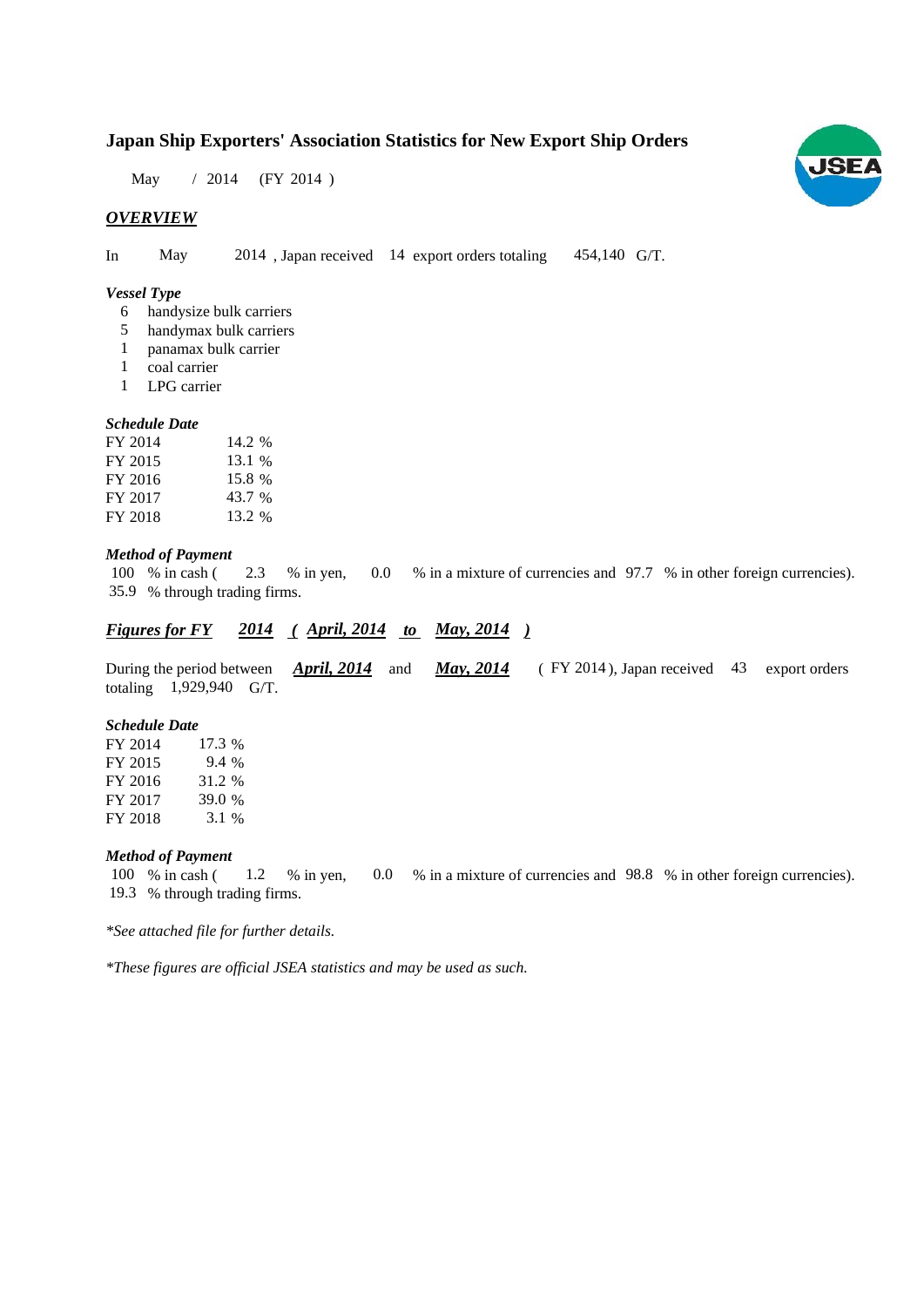# Japan Ship Exporters' Association Statistics for New Export Ship Orders

May / 2014 (FY 2014 )

## *OVERVIEW*

In May 2014 , Japan received 14 export orders totaling 454,140 G/T.

### *Vessel Type*

- 6 handysize bulk carriers
- 5 handymax bulk carriers
- 1 panamax bulk carrier
- 1 coal carrier
- 1 LPG carrier

### *Schedule Date*

| | |
|---|---|
| FY 2014 | 14.2 % |
| FY 2015 | 13.1 % |
| FY 2016 | 15.8 % |
| FY 2017 | 43.7 % |
| FY 2018 | 13.2 % |

### *Method of Payment*

100 % in cash ( 2.3 % in yen, 0.0 % in a mixture of currencies and 97.7 % in other foreign currencies).
35.9 % through trading firms.

## ***Figures for FY 2014 ( April, 2014 to May, 2014 )***

During the period between ***April, 2014*** and ***May, 2014*** ( FY 2014 ), Japan received 43 export orders totaling 1,929,940 G/T.

### *Schedule Date*

| | |
|---|---|
| FY 2014 | 17.3 % |
| FY 2015 | 9.4 % |
| FY 2016 | 31.2 % |
| FY 2017 | 39.0 % |
| FY 2018 | 3.1 % |

### *Method of Payment*

100 % in cash ( 1.2 % in yen, 0.0 % in a mixture of currencies and 98.8 % in other foreign currencies).
19.3 % through trading firms.

*\*See attached file for further details.*

*\*These figures are official JSEA statistics and may be used as such.*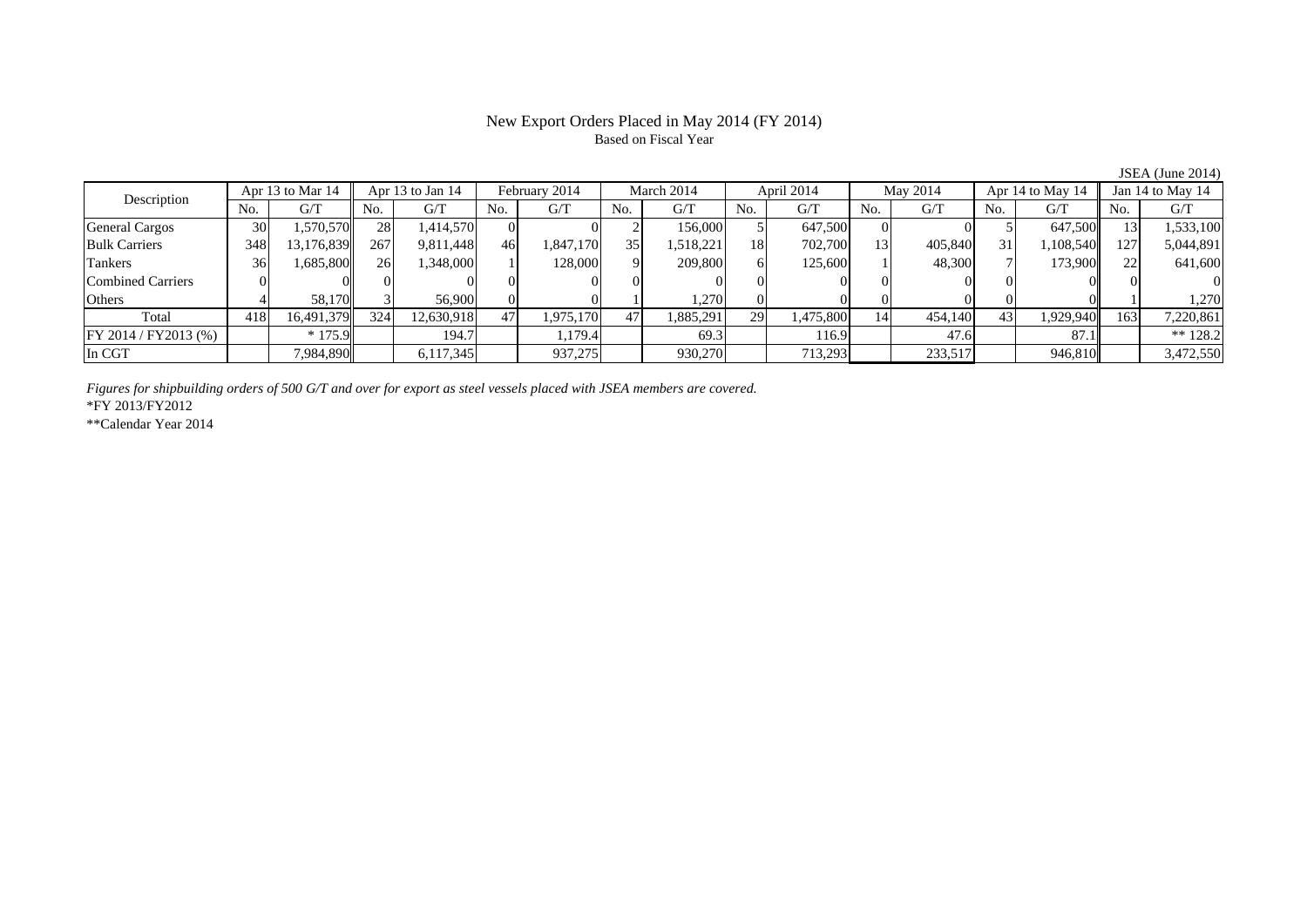# New Export Orders Placed in May 2014 (FY 2014)

Based on Fiscal Year

JSEA (June 2014)

| Description | Apr 13 to Mar 14 | | Apr 13 to Jan 14 | | February 2014 | | March 2014 | | April 2014 | | May 2014 | | Apr 14 to May 14 | | Jan 14 to May 14 | |
|---|---|---|---|---|---|---|---|---|---|---|---|---|---|---|---|---|
| | No. | G/T | No. | G/T | No. | G/T | No. | G/T | No. | G/T | No. | G/T | No. | G/T | No. | G/T |
| General Cargos | 30 | 1,570,570 | 28 | 1,414,570 | 0 | 0 | 2 | 156,000 | 5 | 647,500 | 0 | 0 | 5 | 647,500 | 13 | 1,533,100 |
| Bulk Carriers | 348 | 13,176,839 | 267 | 9,811,448 | 46 | 1,847,170 | 35 | 1,518,221 | 18 | 702,700 | 13 | 405,840 | 31 | 1,108,540 | 127 | 5,044,891 |
| Tankers | 36 | 1,685,800 | 26 | 1,348,000 | 1 | 128,000 | 9 | 209,800 | 6 | 125,600 | 1 | 48,300 | 7 | 173,900 | 22 | 641,600 |
| Combined Carriers | 0 | 0 | 0 | 0 | 0 | 0 | 0 | 0 | 0 | 0 | 0 | 0 | 0 | 0 | 0 | 0 |
| Others | 4 | 58,170 | 3 | 56,900 | 0 | 0 | 1 | 1,270 | 0 | 0 | 0 | 0 | 0 | 0 | 1 | 1,270 |
| Total | 418 | 16,491,379 | 324 | 12,630,918 | 47 | 1,975,170 | 47 | 1,885,291 | 29 | 1,475,800 | 14 | 454,140 | 43 | 1,929,940 | 163 | 7,220,861 |
| FY 2014 / FY2013 (%) | | * 175.9 | | 194.7 | | 1,179.4 | | 69.3 | | 116.9 | | 47.6 | | 87.1 | | ** 128.2 |
| In CGT | | 7,984,890 | | 6,117,345 | | 937,275 | | 930,270 | | 713,293 | | 233,517 | | 946,810 | | 3,472,550 |

*Figures for shipbuilding orders of 500 G/T and over for export as steel vessels placed with JSEA members are covered.*

*FY 2013/FY2012

**Calendar Year 2014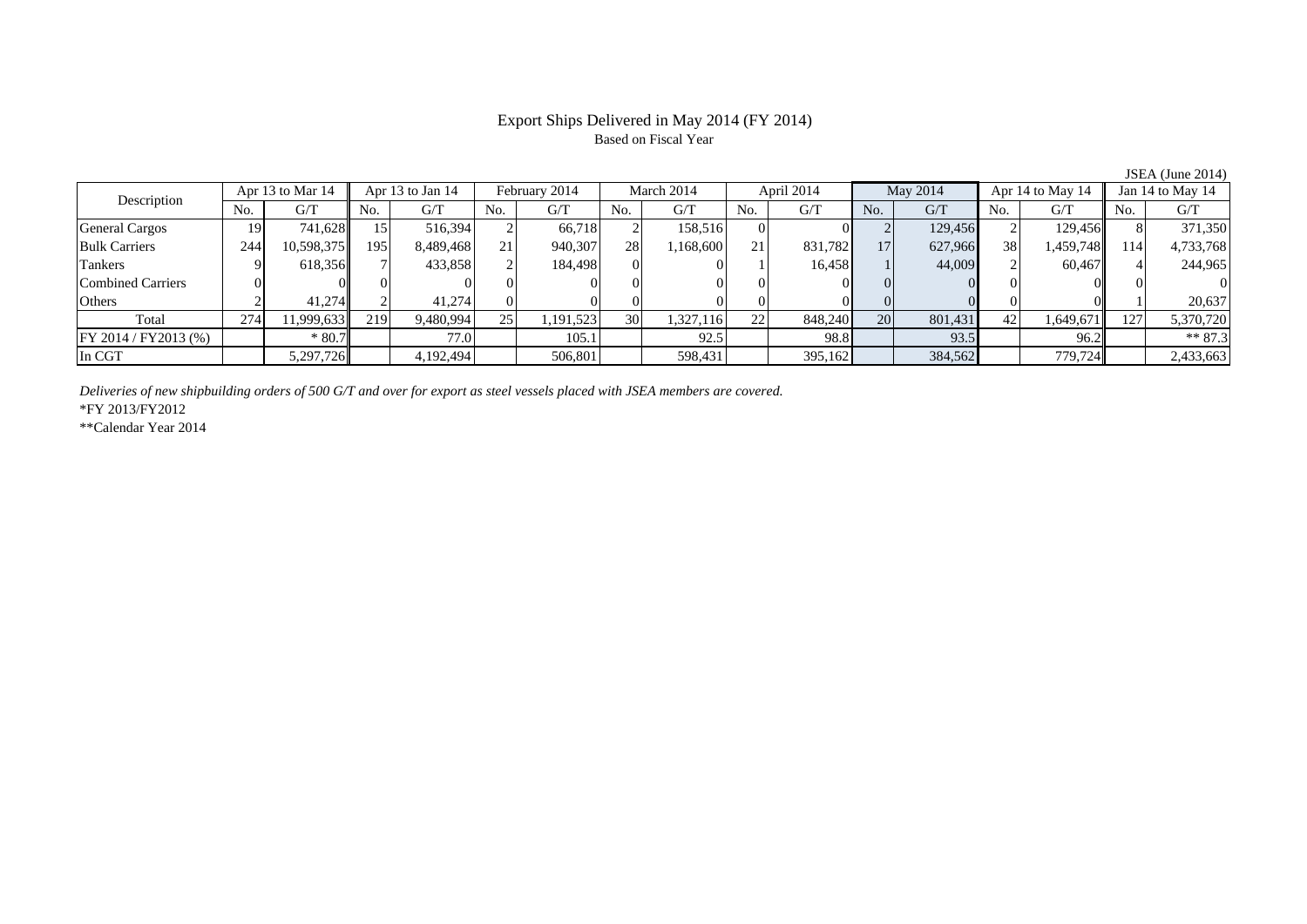# Export Ships Delivered in May 2014 (FY 2014)

Based on Fiscal Year

JSEA (June 2014)

| Description | Apr 13 to Mar 14 | | Apr 13 to Jan 14 | | February 2014 | | March 2014 | | April 2014 | | May 2014 | | Apr 14 to May 14 | | Jan 14 to May 14 | |
|---|---|---|---|---|---|---|---|---|---|---|---|---|---|---|---|---|
| | No. | G/T | No. | G/T | No. | G/T | No. | G/T | No. | G/T | No. | G/T | No. | G/T | No. | G/T |
| General Cargos | 19 | 741,628 | 15 | 516,394 | 2 | 66,718 | 2 | 158,516 | 0 | 0 | 2 | 129,456 | 2 | 129,456 | 8 | 371,350 |
| Bulk Carriers | 244 | 10,598,375 | 195 | 8,489,468 | 21 | 940,307 | 28 | 1,168,600 | 21 | 831,782 | 17 | 627,966 | 38 | 1,459,748 | 114 | 4,733,768 |
| Tankers | 9 | 618,356 | 7 | 433,858 | 2 | 184,498 | 0 | 0 | 1 | 16,458 | 1 | 44,009 | 2 | 60,467 | 4 | 244,965 |
| Combined Carriers | 0 | 0 | 0 | 0 | 0 | 0 | 0 | 0 | 0 | 0 | 0 | 0 | 0 | 0 | 0 | 0 |
| Others | 2 | 41,274 | 2 | 41,274 | 0 | 0 | 0 | 0 | 0 | 0 | 0 | 0 | 0 | 0 | 1 | 20,637 |
| Total | 274 | 11,999,633 | 219 | 9,480,994 | 25 | 1,191,523 | 30 | 1,327,116 | 22 | 848,240 | 20 | 801,431 | 42 | 1,649,671 | 127 | 5,370,720 |
| FY 2014 / FY2013 (%) | | * 80.7 | | 77.0 | | 105.1 | | 92.5 | | 98.8 | | 93.5 | | 96.2 | | ** 87.3 |
| In CGT | | 5,297,726 | | 4,192,494 | | 506,801 | | 598,431 | | 395,162 | | 384,562 | | 779,724 | | 2,433,663 |

*Deliveries of new shipbuilding orders of 500 G/T and over for export as steel vessels placed with JSEA members are covered.*

*FY 2013/FY2012

**Calendar Year 2014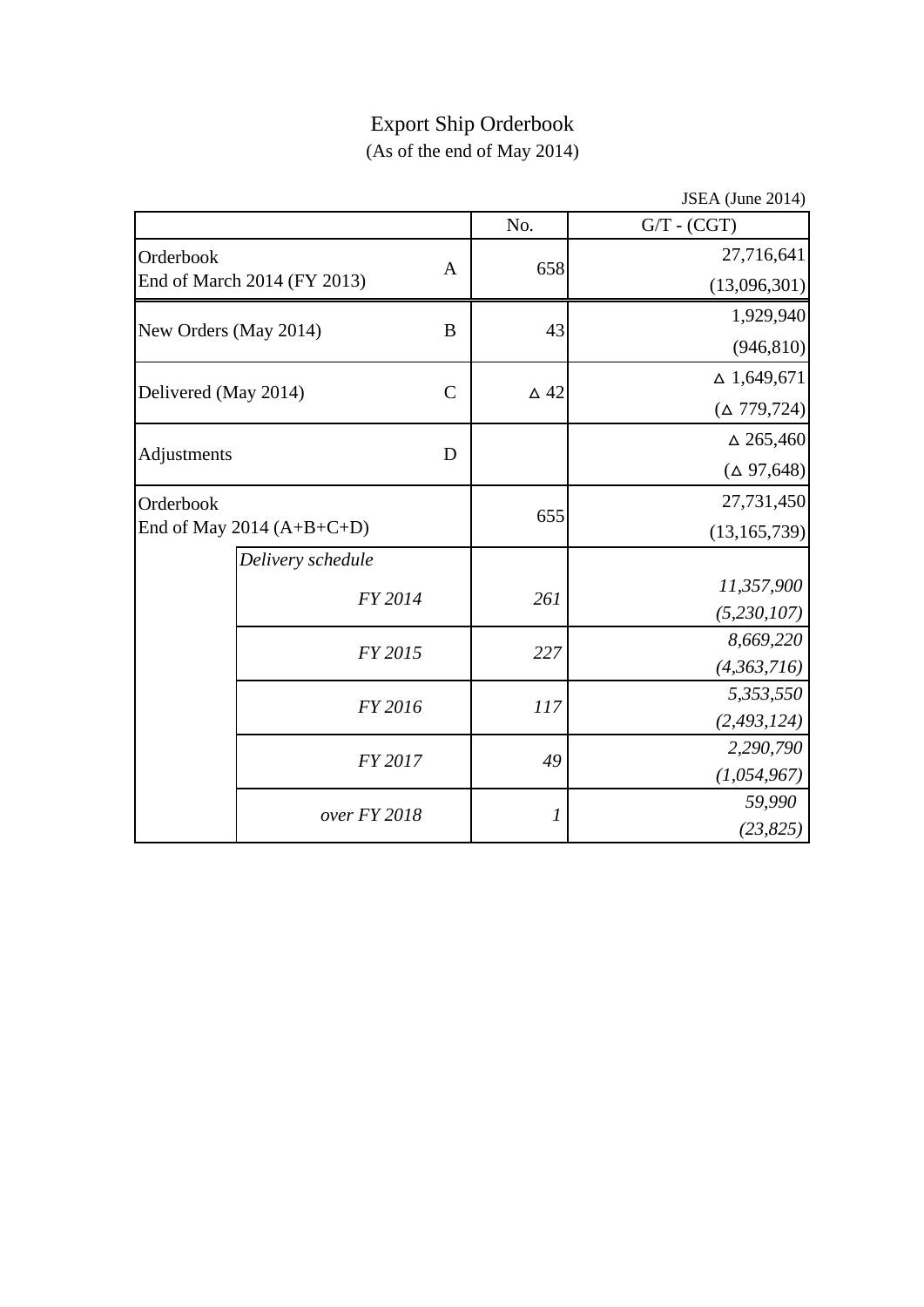# Export Ship Orderbook

(As of the end of May 2014)

JSEA (June 2014)

| | | | No. | G/T - (CGT) |
|---|---|---|---|---|
| Orderbook<br>End of March 2014 (FY 2013) | | A | 658 | 27,716,641<br>(13,096,301) |
| New Orders (May 2014) | | B | 43 | 1,929,940<br>(946,810) |
| Delivered (May 2014) | | C | △ 42 | △ 1,649,671<br>(△ 779,724) |
| Adjustments | | D | | △ 265,460<br>(△ 97,648) |
| Orderbook<br>End of May 2014 (A+B+C+D) | | | 655 | 27,731,450<br>(13,165,739) |
| | *Delivery schedule* | | | |
| | *FY 2014* | | *261* | *11,357,900*<br>*(5,230,107)* |
| | *FY 2015* | | *227* | *8,669,220*<br>*(4,363,716)* |
| | *FY 2016* | | *117* | *5,353,550*<br>*(2,493,124)* |
| | *FY 2017* | | *49* | *2,290,790*<br>*(1,054,967)* |
| | *over FY 2018* | | *1* | *59,990*<br>*(23,825)* |